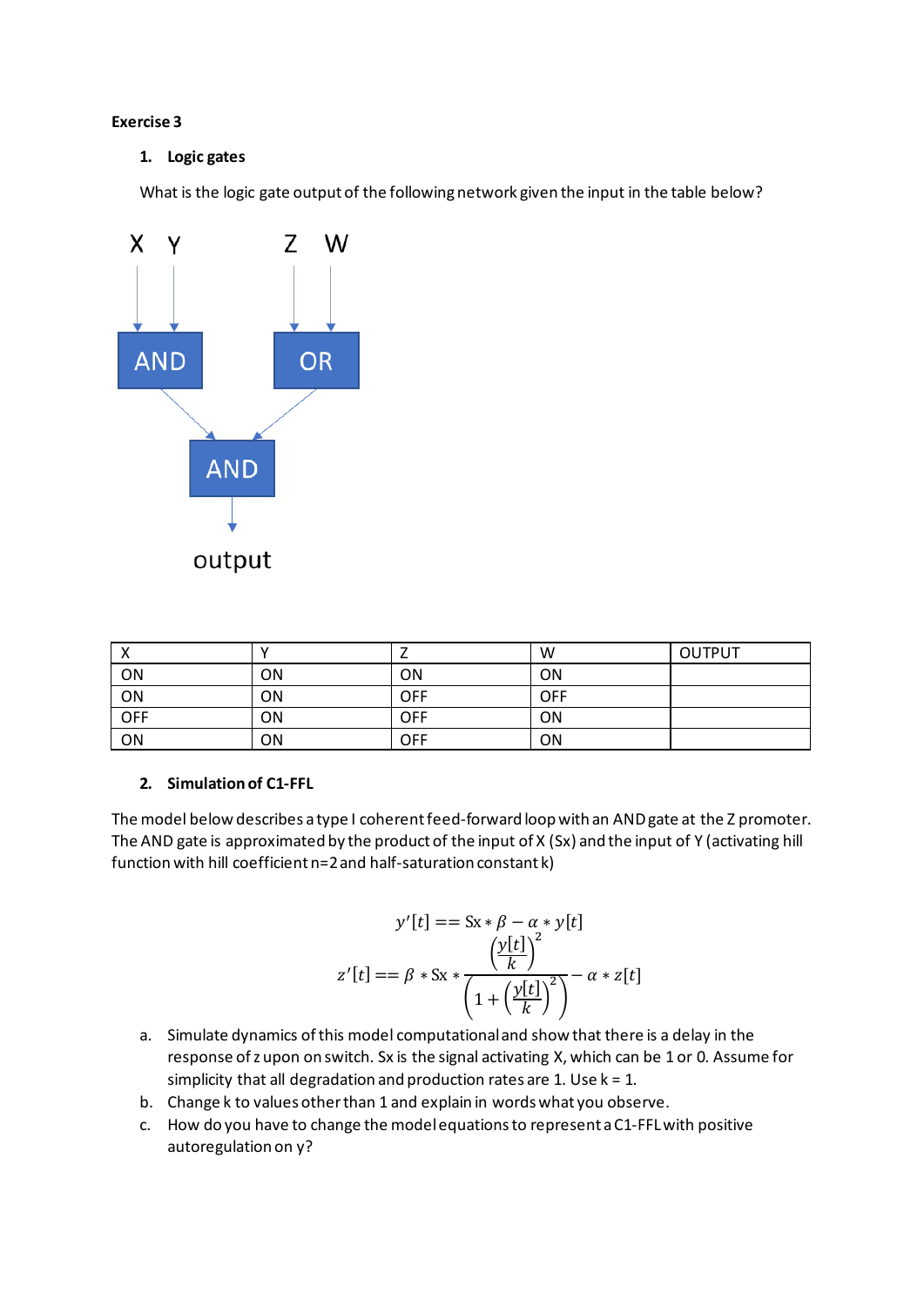**Exercise 3**

1. **Logic gates**

What is the logic gate output of the following network given the input in the table below?

X Y Z W

AND OR

AND

output

| X | Y | Z | W | OUTPUT |
|---|---|---|---|---|
| ON | ON | ON | ON | |
| ON | ON | OFF | OFF | |
| OFF | ON | OFF | ON | |
| ON | ON | OFF | ON | |

2. **Simulation of C1-FFL**

The model below describes a type I coherent feed-forward loop with an AND gate at the Z promoter. The AND gate is approximated by the product of the input of X (Sx) and the input of Y (activating hill function with hill coefficient n=2 and half-saturation constant k)

$$y'[t] == \text{Sx} * \beta - \alpha * y[t]$$

$$z'[t] == \beta * \text{Sx} * \frac{\left(\frac{y[t]}{k}\right)^2}{\left(1 + \left(\frac{y[t]}{k}\right)^2\right)} - \alpha * z[t]$$

a. Simulate dynamics of this model computational and show that there is a delay in the response of z upon on switch. Sx is the signal activating X, which can be 1 or 0. Assume for simplicity that all degradation and production rates are 1. Use k = 1.

b. Change k to values other than 1 and explain in words what you observe.

c. How do you have to change the model equations to represent a C1-FFL with positive autoregulation on y?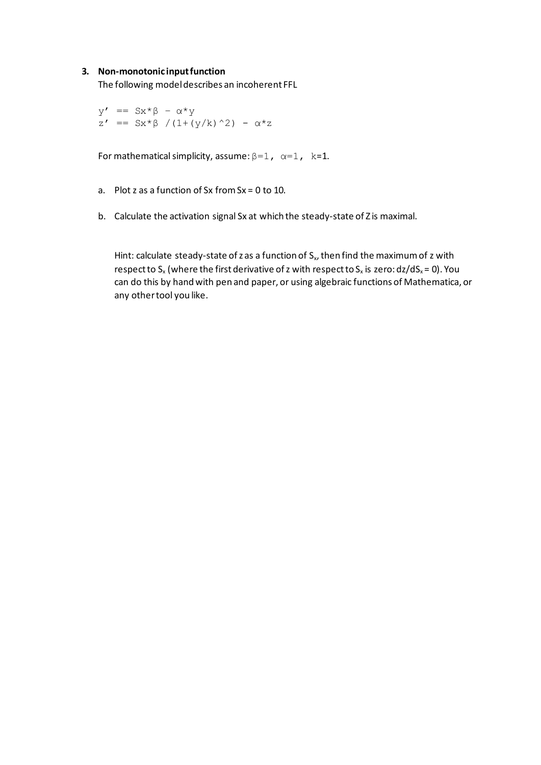### 3. Non-monotonic input function

The following model describes an incoherent FFL

```
y' == Sx*β - α*y
z' == Sx*β /(1+(y/k)^2) - α*z
```

For mathematical simplicity, assume: `β=1, α=1, k=1`.

a. Plot z as a function of Sx from Sx = 0 to 10.

b. Calculate the activation signal Sx at which the steady-state of Z is maximal.

Hint: calculate steady-state of z as a function of $S_x$, then find the maximum of z with respect to $S_x$ (where the first derivative of z with respect to $S_x$ is zero: $dz/dS_x = 0$). You can do this by hand with pen and paper, or using algebraic functions of Mathematica, or any other tool you like.